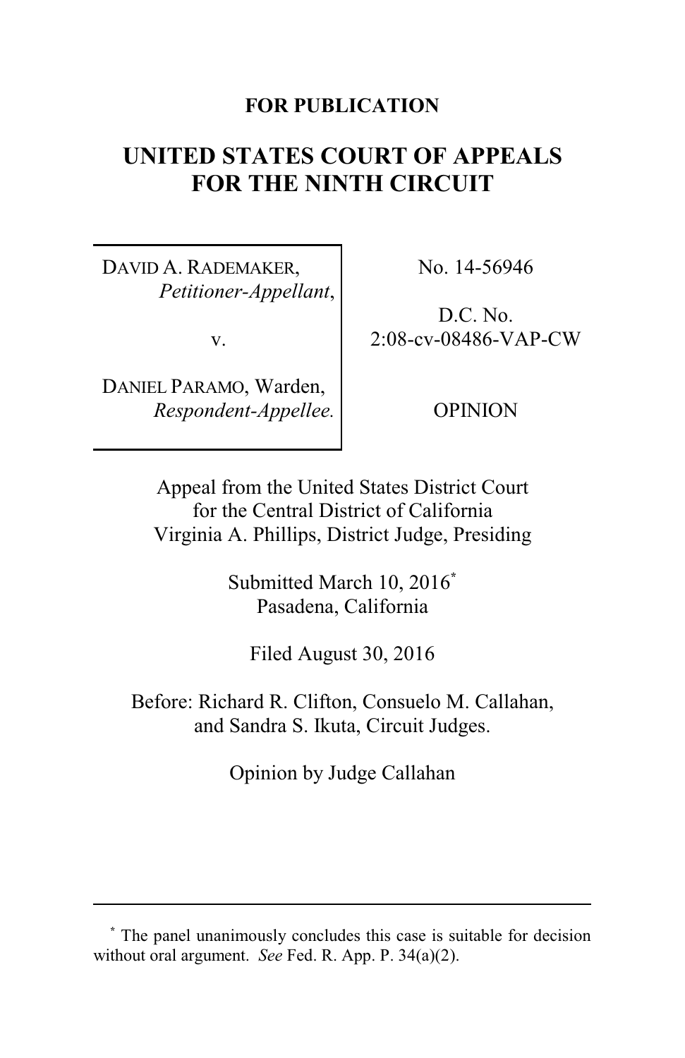**FOR PUBLICATION**

# UNITED STATES COURT OF APPEALS FOR THE NINTH CIRCUIT

| | |
|---|---|
| DAVID A. RADEMAKER, *Petitioner-Appellant*, v. DANIEL PARAMO, Warden, *Respondent-Appellee.* | No. 14-56946 D.C. No. 2:08-cv-08486-VAP-CW OPINION |

Appeal from the United States District Court for the Central District of California
Virginia A. Phillips, District Judge, Presiding

Submitted March 10, 2016[*]
Pasadena, California

Filed August 30, 2016

Before: Richard R. Clifton, Consuelo M. Callahan, and Sandra S. Ikuta, Circuit Judges.

Opinion by Judge Callahan

---

[*] The panel unanimously concludes this case is suitable for decision without oral argument. *See* Fed. R. App. P. 34(a)(2).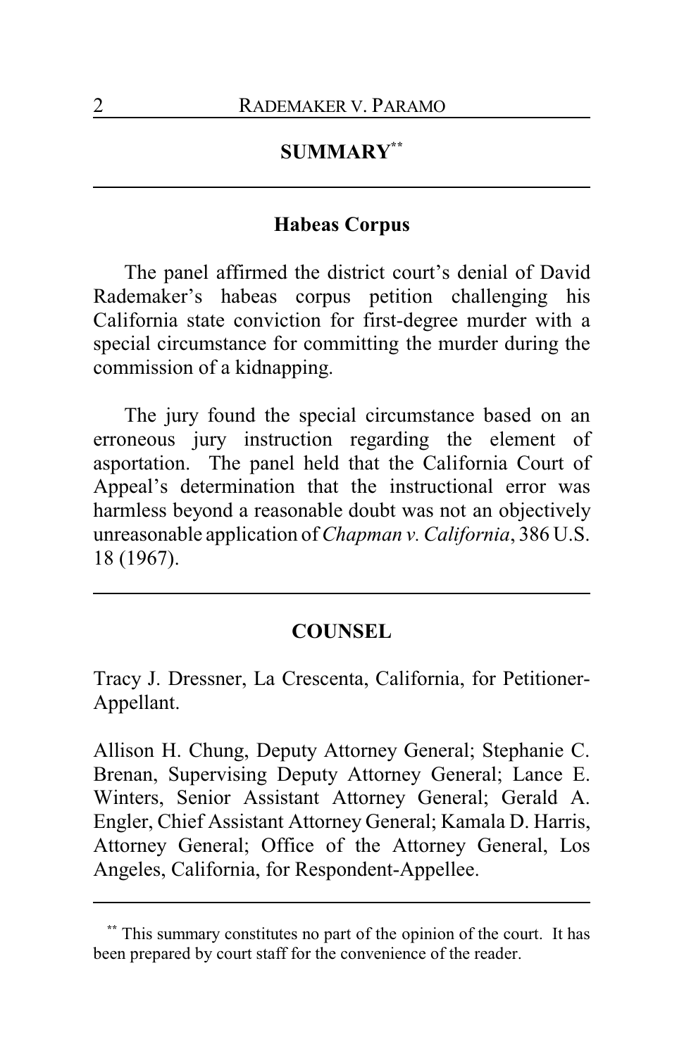## SUMMARY[**]

### Habeas Corpus

The panel affirmed the district court's denial of David Rademaker's habeas corpus petition challenging his California state conviction for first-degree murder with a special circumstance for committing the murder during the commission of a kidnapping.

The jury found the special circumstance based on an erroneous jury instruction regarding the element of asportation. The panel held that the California Court of Appeal's determination that the instructional error was harmless beyond a reasonable doubt was not an objectively unreasonable application of *Chapman v. California*, 386 U.S. 18 (1967).

## COUNSEL

Tracy J. Dressner, La Crescenta, California, for Petitioner-Appellant.

Allison H. Chung, Deputy Attorney General; Stephanie C. Brenan, Supervising Deputy Attorney General; Lance E. Winters, Senior Assistant Attorney General; Gerald A. Engler, Chief Assistant Attorney General; Kamala D. Harris, Attorney General; Office of the Attorney General, Los Angeles, California, for Respondent-Appellee.

---

[**] This summary constitutes no part of the opinion of the court. It has been prepared by court staff for the convenience of the reader.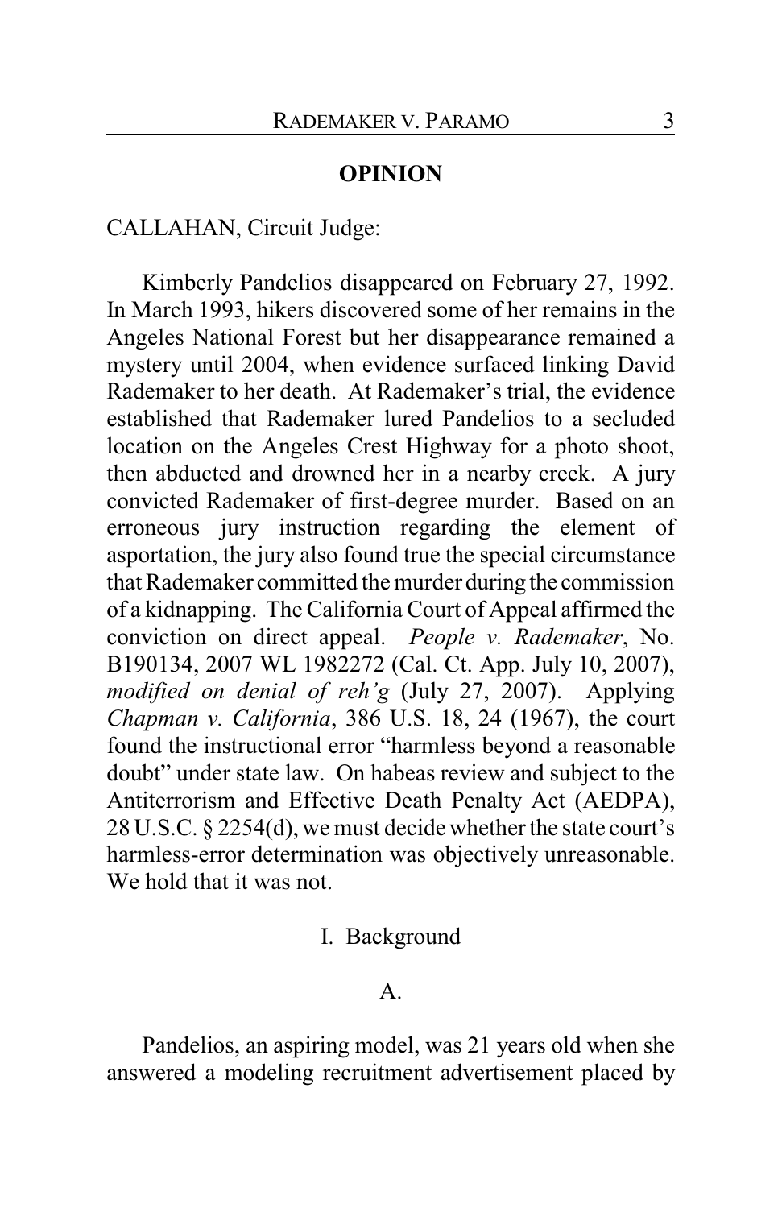## OPINION

CALLAHAN, Circuit Judge:

Kimberly Pandelios disappeared on February 27, 1992. In March 1993, hikers discovered some of her remains in the Angeles National Forest but her disappearance remained a mystery until 2004, when evidence surfaced linking David Rademaker to her death. At Rademaker's trial, the evidence established that Rademaker lured Pandelios to a secluded location on the Angeles Crest Highway for a photo shoot, then abducted and drowned her in a nearby creek. A jury convicted Rademaker of first-degree murder. Based on an erroneous jury instruction regarding the element of asportation, the jury also found true the special circumstance that Rademaker committed the murder during the commission of a kidnapping. The California Court of Appeal affirmed the conviction on direct appeal. *People v. Rademaker*, No. B190134, 2007 WL 1982272 (Cal. Ct. App. July 10, 2007), *modified on denial of reh'g* (July 27, 2007). Applying *Chapman v. California*, 386 U.S. 18, 24 (1967), the court found the instructional error "harmless beyond a reasonable doubt" under state law. On habeas review and subject to the Antiterrorism and Effective Death Penalty Act (AEDPA), 28 U.S.C. § 2254(d), we must decide whether the state court's harmless-error determination was objectively unreasonable. We hold that it was not.

### I. Background

#### A.

Pandelios, an aspiring model, was 21 years old when she answered a modeling recruitment advertisement placed by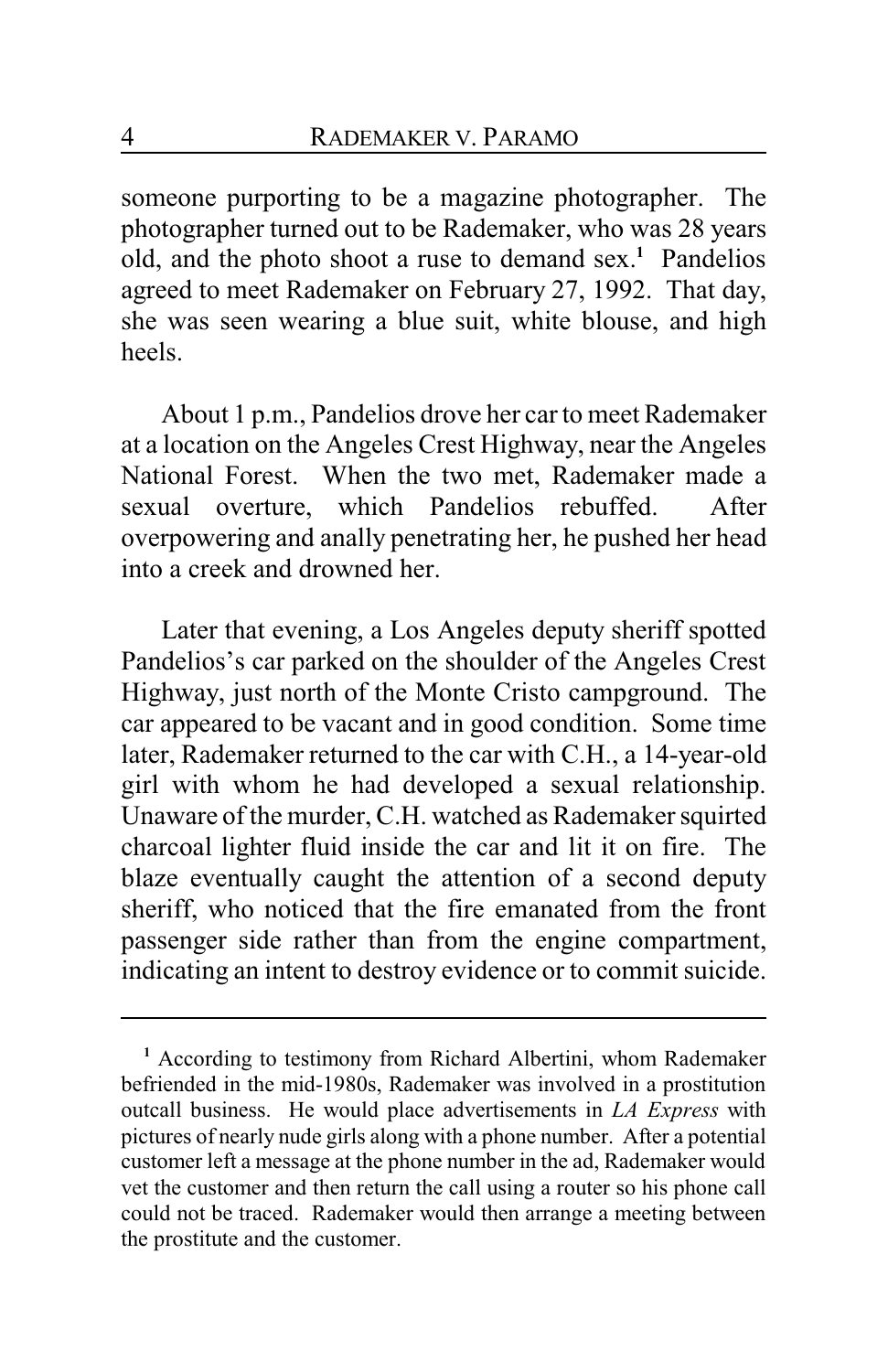someone purporting to be a magazine photographer. The photographer turned out to be Rademaker, who was 28 years old, and the photo shoot a ruse to demand sex.[1] Pandelios agreed to meet Rademaker on February 27, 1992. That day, she was seen wearing a blue suit, white blouse, and high heels.

About 1 p.m., Pandelios drove her car to meet Rademaker at a location on the Angeles Crest Highway, near the Angeles National Forest. When the two met, Rademaker made a sexual overture, which Pandelios rebuffed. After overpowering and anally penetrating her, he pushed her head into a creek and drowned her.

Later that evening, a Los Angeles deputy sheriff spotted Pandelios's car parked on the shoulder of the Angeles Crest Highway, just north of the Monte Cristo campground. The car appeared to be vacant and in good condition. Some time later, Rademaker returned to the car with C.H., a 14-year-old girl with whom he had developed a sexual relationship. Unaware of the murder, C.H. watched as Rademaker squirted charcoal lighter fluid inside the car and lit it on fire. The blaze eventually caught the attention of a second deputy sheriff, who noticed that the fire emanated from the front passenger side rather than from the engine compartment, indicating an intent to destroy evidence or to commit suicide.

---

[1] According to testimony from Richard Albertini, whom Rademaker befriended in the mid-1980s, Rademaker was involved in a prostitution outcall business. He would place advertisements in *LA Express* with pictures of nearly nude girls along with a phone number. After a potential customer left a message at the phone number in the ad, Rademaker would vet the customer and then return the call using a router so his phone call could not be traced. Rademaker would then arrange a meeting between the prostitute and the customer.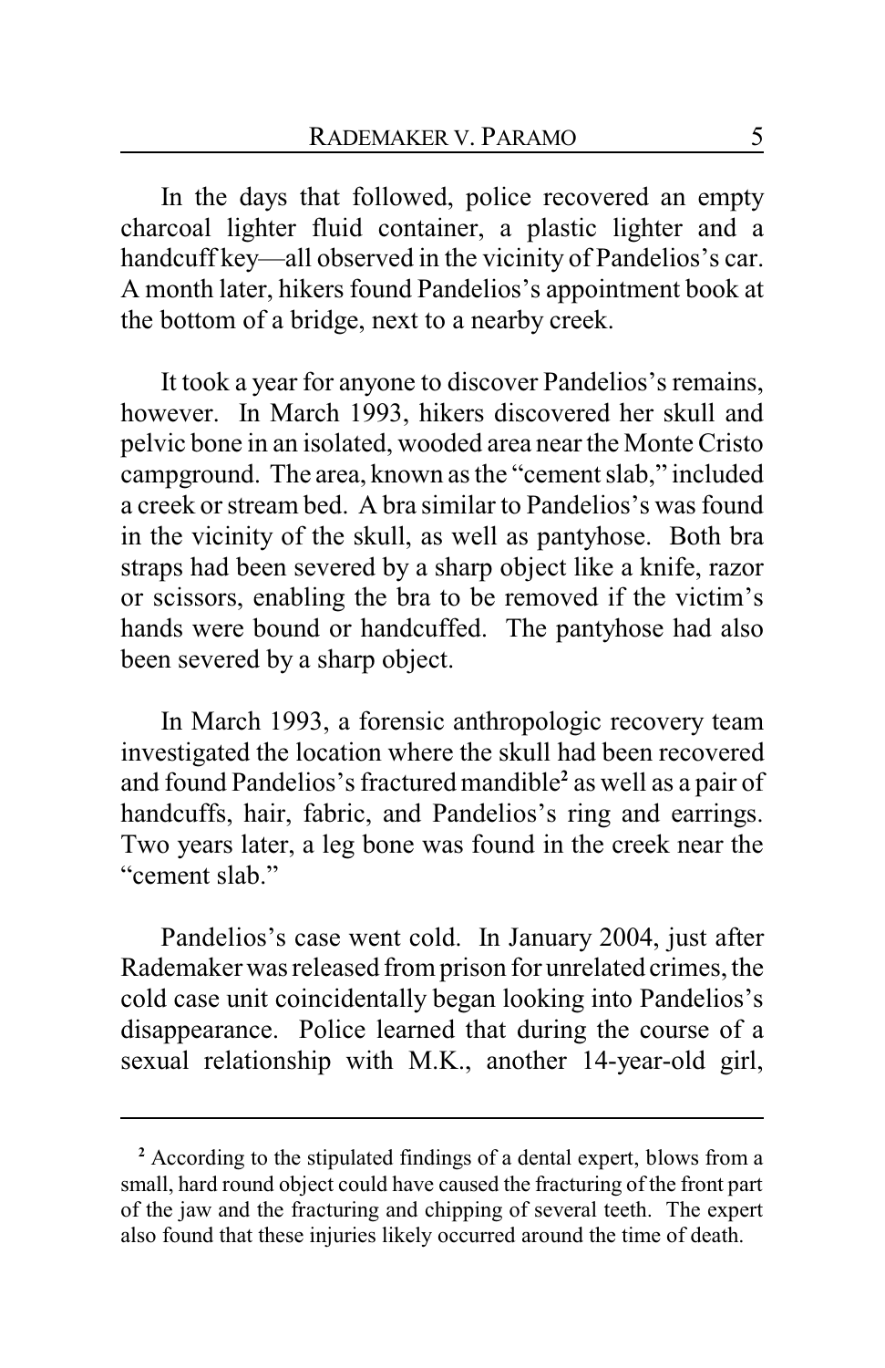In the days that followed, police recovered an empty charcoal lighter fluid container, a plastic lighter and a handcuff key—all observed in the vicinity of Pandelios's car. A month later, hikers found Pandelios's appointment book at the bottom of a bridge, next to a nearby creek.

It took a year for anyone to discover Pandelios's remains, however. In March 1993, hikers discovered her skull and pelvic bone in an isolated, wooded area near the Monte Cristo campground. The area, known as the "cement slab," included a creek or stream bed. A bra similar to Pandelios's was found in the vicinity of the skull, as well as pantyhose. Both bra straps had been severed by a sharp object like a knife, razor or scissors, enabling the bra to be removed if the victim's hands were bound or handcuffed. The pantyhose had also been severed by a sharp object.

In March 1993, a forensic anthropologic recovery team investigated the location where the skull had been recovered and found Pandelios's fractured mandible[2] as well as a pair of handcuffs, hair, fabric, and Pandelios's ring and earrings. Two years later, a leg bone was found in the creek near the "cement slab."

Pandelios's case went cold. In January 2004, just after Rademaker was released from prison for unrelated crimes, the cold case unit coincidentally began looking into Pandelios's disappearance. Police learned that during the course of a sexual relationship with M.K., another 14-year-old girl,

---

[2] According to the stipulated findings of a dental expert, blows from a small, hard round object could have caused the fracturing of the front part of the jaw and the fracturing and chipping of several teeth. The expert also found that these injuries likely occurred around the time of death.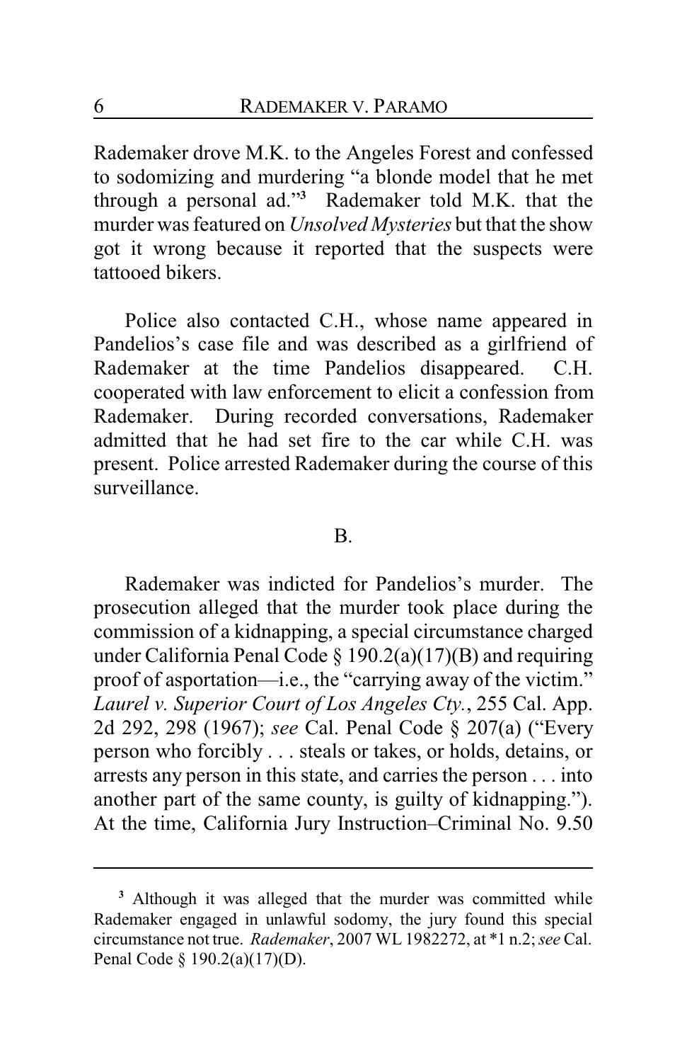Rademaker drove M.K. to the Angeles Forest and confessed to sodomizing and murdering "a blonde model that he met through a personal ad."[3] Rademaker told M.K. that the murder was featured on *Unsolved Mysteries* but that the show got it wrong because it reported that the suspects were tattooed bikers.

Police also contacted C.H., whose name appeared in Pandelios's case file and was described as a girlfriend of Rademaker at the time Pandelios disappeared. C.H. cooperated with law enforcement to elicit a confession from Rademaker. During recorded conversations, Rademaker admitted that he had set fire to the car while C.H. was present. Police arrested Rademaker during the course of this surveillance.

### B.

Rademaker was indicted for Pandelios's murder. The prosecution alleged that the murder took place during the commission of a kidnapping, a special circumstance charged under California Penal Code § 190.2(a)(17)(B) and requiring proof of asportation—i.e., the "carrying away of the victim." *Laurel v. Superior Court of Los Angeles Cty.*, 255 Cal. App. 2d 292, 298 (1967); *see* Cal. Penal Code § 207(a) ("Every person who forcibly . . . steals or takes, or holds, detains, or arrests any person in this state, and carries the person . . . into another part of the same county, is guilty of kidnapping."). At the time, California Jury Instruction–Criminal No. 9.50

---

[3] Although it was alleged that the murder was committed while Rademaker engaged in unlawful sodomy, the jury found this special circumstance not true. *Rademaker*, 2007 WL 1982272, at *1 n.2; *see* Cal. Penal Code § 190.2(a)(17)(D).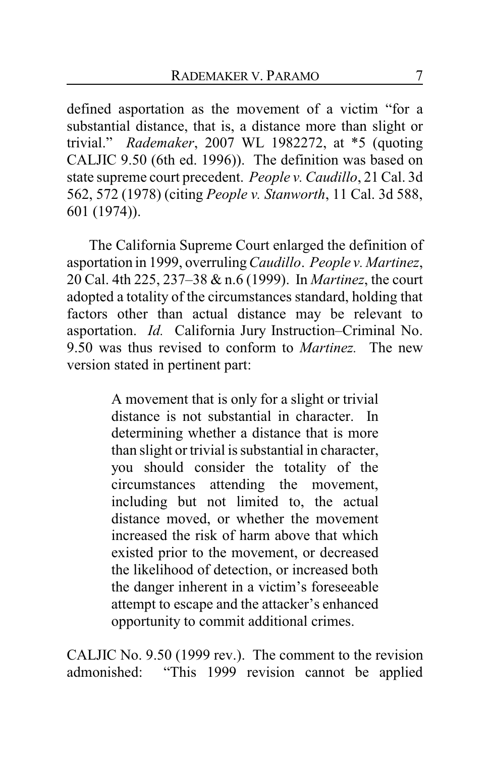defined asportation as the movement of a victim "for a substantial distance, that is, a distance more than slight or trivial." *Rademaker*, 2007 WL 1982272, at *5 (quoting CALJIC 9.50 (6th ed. 1996)). The definition was based on state supreme court precedent. *People v. Caudillo*, 21 Cal. 3d 562, 572 (1978) (citing *People v. Stanworth*, 11 Cal. 3d 588, 601 (1974)).

The California Supreme Court enlarged the definition of asportation in 1999, overruling *Caudillo*. *People v. Martinez*, 20 Cal. 4th 225, 237–38 & n.6 (1999). In *Martinez*, the court adopted a totality of the circumstances standard, holding that factors other than actual distance may be relevant to asportation. *Id.* California Jury Instruction–Criminal No. 9.50 was thus revised to conform to *Martinez.* The new version stated in pertinent part:

> A movement that is only for a slight or trivial distance is not substantial in character. In determining whether a distance that is more than slight or trivial is substantial in character, you should consider the totality of the circumstances attending the movement, including but not limited to, the actual distance moved, or whether the movement increased the risk of harm above that which existed prior to the movement, or decreased the likelihood of detection, or increased both the danger inherent in a victim's foreseeable attempt to escape and the attacker's enhanced opportunity to commit additional crimes.

CALJIC No. 9.50 (1999 rev.). The comment to the revision admonished: "This 1999 revision cannot be applied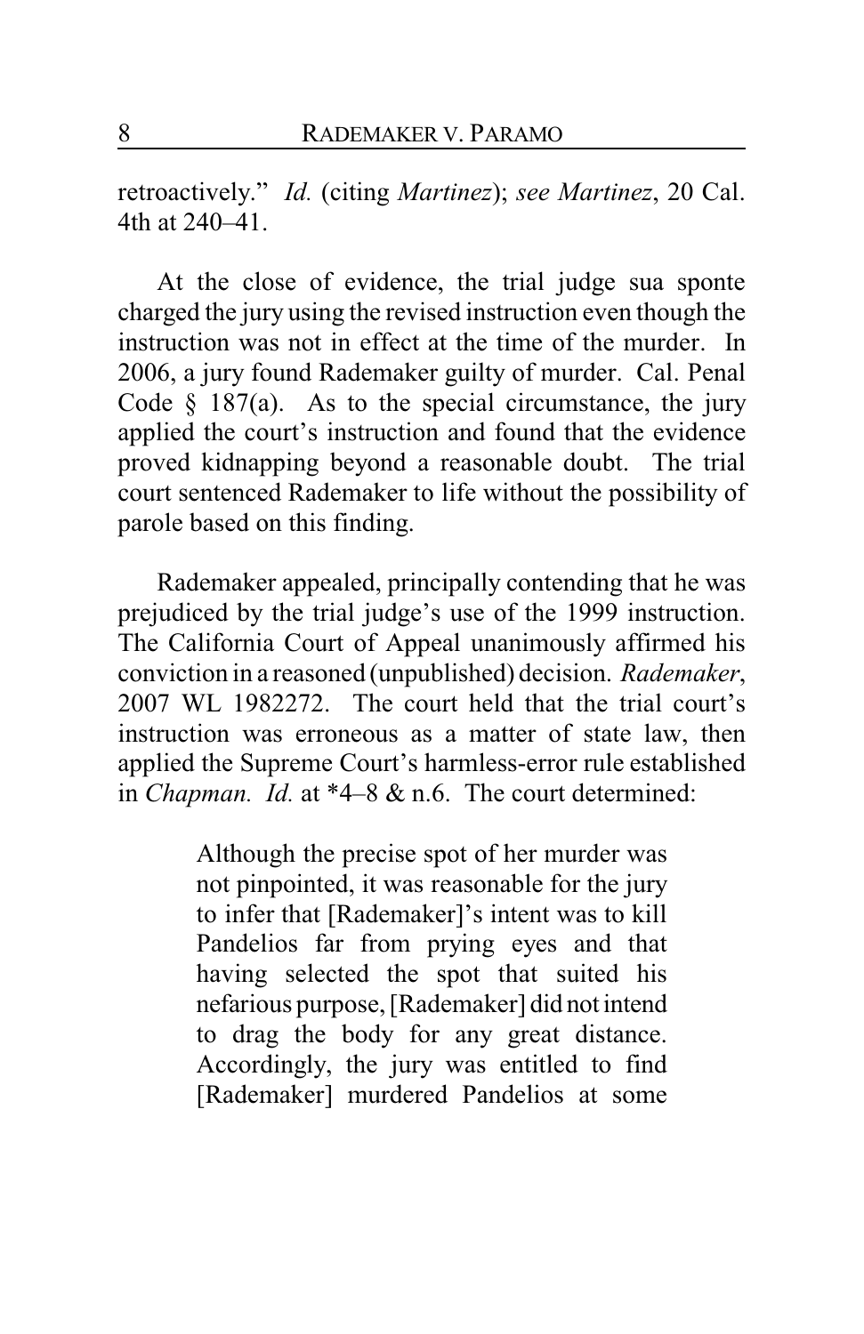retroactively." *Id.* (citing *Martinez*); *see Martinez*, 20 Cal. 4th at 240–41.

At the close of evidence, the trial judge sua sponte charged the jury using the revised instruction even though the instruction was not in effect at the time of the murder. In 2006, a jury found Rademaker guilty of murder. Cal. Penal Code § 187(a). As to the special circumstance, the jury applied the court's instruction and found that the evidence proved kidnapping beyond a reasonable doubt. The trial court sentenced Rademaker to life without the possibility of parole based on this finding.

Rademaker appealed, principally contending that he was prejudiced by the trial judge's use of the 1999 instruction. The California Court of Appeal unanimously affirmed his conviction in a reasoned (unpublished) decision. *Rademaker*, 2007 WL 1982272. The court held that the trial court's instruction was erroneous as a matter of state law, then applied the Supreme Court's harmless-error rule established in *Chapman. Id.* at \*4–8 & n.6. The court determined:

> Although the precise spot of her murder was not pinpointed, it was reasonable for the jury to infer that [Rademaker]'s intent was to kill Pandelios far from prying eyes and that having selected the spot that suited his nefarious purpose, [Rademaker] did not intend to drag the body for any great distance. Accordingly, the jury was entitled to find [Rademaker] murdered Pandelios at some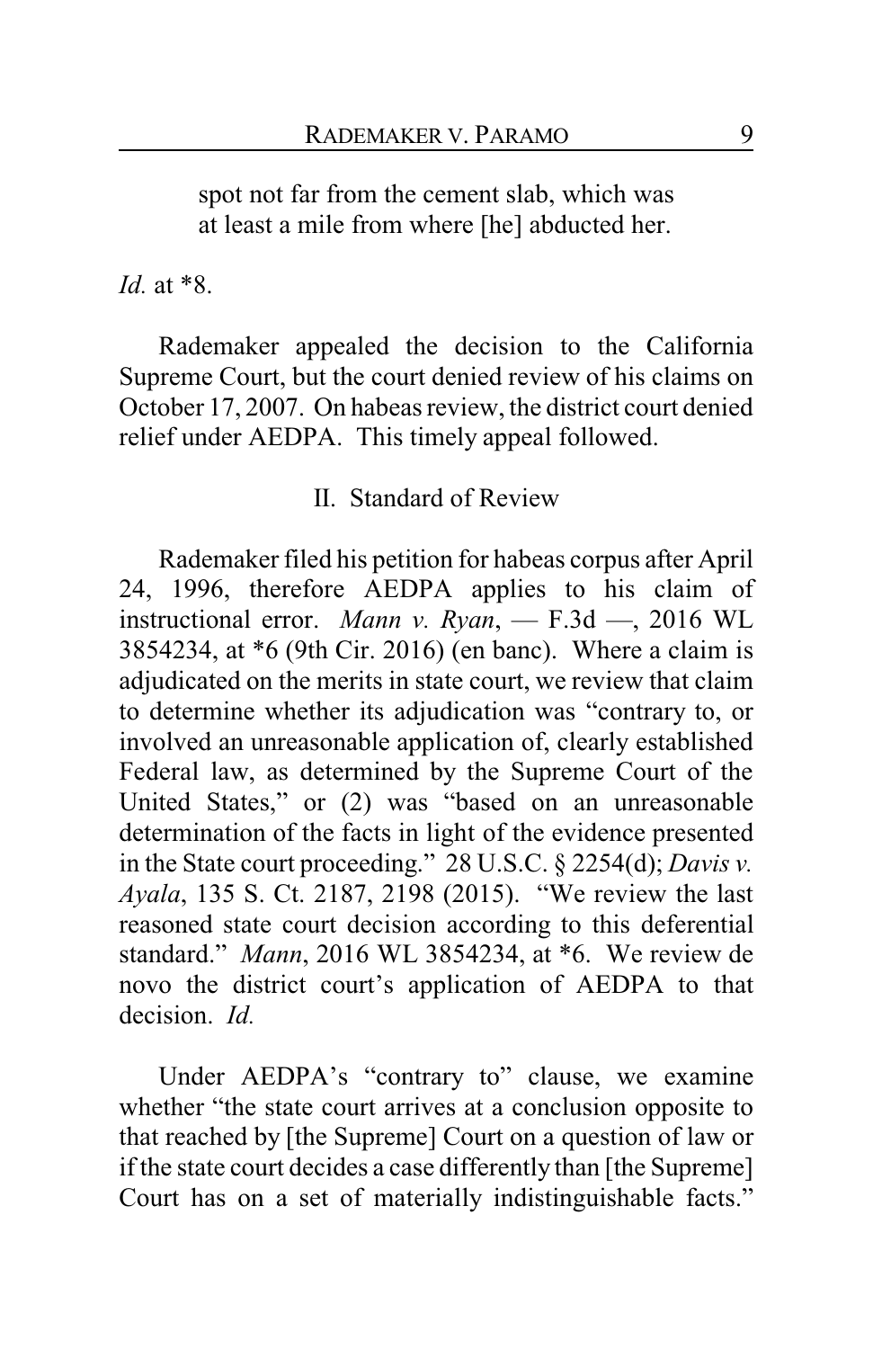> spot not far from the cement slab, which was at least a mile from where [he] abducted her.

*Id.* at *8.

Rademaker appealed the decision to the California Supreme Court, but the court denied review of his claims on October 17, 2007. On habeas review, the district court denied relief under AEDPA. This timely appeal followed.

## II. Standard of Review

Rademaker filed his petition for habeas corpus after April 24, 1996, therefore AEDPA applies to his claim of instructional error. *Mann v. Ryan*, — F.3d —, 2016 WL 3854234, at *6 (9th Cir. 2016) (en banc). Where a claim is adjudicated on the merits in state court, we review that claim to determine whether its adjudication was "contrary to, or involved an unreasonable application of, clearly established Federal law, as determined by the Supreme Court of the United States," or (2) was "based on an unreasonable determination of the facts in light of the evidence presented in the State court proceeding." 28 U.S.C. § 2254(d); *Davis v. Ayala*, 135 S. Ct. 2187, 2198 (2015). "We review the last reasoned state court decision according to this deferential standard." *Mann*, 2016 WL 3854234, at *6. We review de novo the district court's application of AEDPA to that decision. *Id.*

Under AEDPA's "contrary to" clause, we examine whether "the state court arrives at a conclusion opposite to that reached by [the Supreme] Court on a question of law or if the state court decides a case differently than [the Supreme] Court has on a set of materially indistinguishable facts."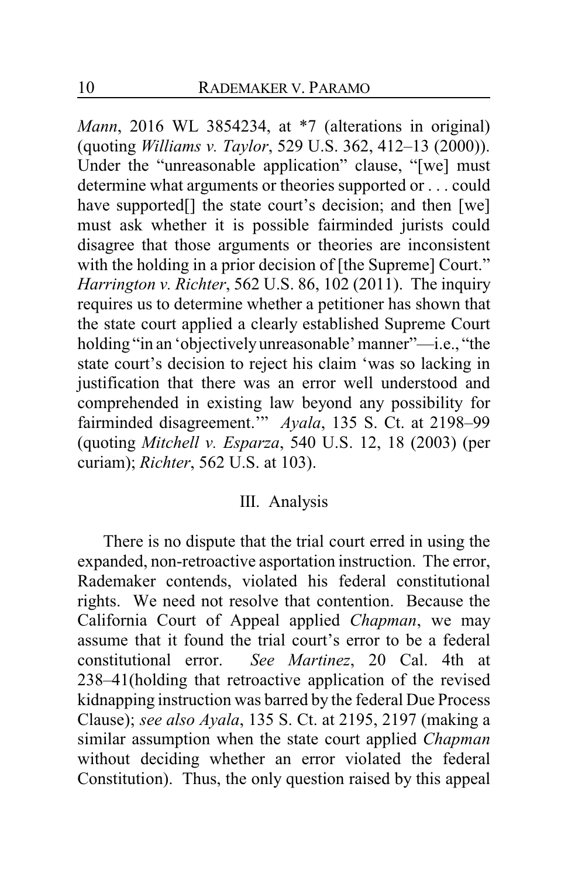*Mann*, 2016 WL 3854234, at *7 (alterations in original) (quoting *Williams v. Taylor*, 529 U.S. 362, 412–13 (2000)). Under the "unreasonable application" clause, "[we] must determine what arguments or theories supported or . . . could have supported[] the state court's decision; and then [we] must ask whether it is possible fairminded jurists could disagree that those arguments or theories are inconsistent with the holding in a prior decision of [the Supreme] Court." *Harrington v. Richter*, 562 U.S. 86, 102 (2011). The inquiry requires us to determine whether a petitioner has shown that the state court applied a clearly established Supreme Court holding "in an 'objectively unreasonable' manner"—i.e., "the state court's decision to reject his claim 'was so lacking in justification that there was an error well understood and comprehended in existing law beyond any possibility for fairminded disagreement.'" *Ayala*, 135 S. Ct. at 2198–99 (quoting *Mitchell v. Esparza*, 540 U.S. 12, 18 (2003) (per curiam); *Richter*, 562 U.S. at 103).

## III. Analysis

There is no dispute that the trial court erred in using the expanded, non-retroactive asportation instruction. The error, Rademaker contends, violated his federal constitutional rights. We need not resolve that contention. Because the California Court of Appeal applied *Chapman*, we may assume that it found the trial court's error to be a federal constitutional error. *See Martinez*, 20 Cal. 4th at 238–41(holding that retroactive application of the revised kidnapping instruction was barred by the federal Due Process Clause); *see also Ayala*, 135 S. Ct. at 2195, 2197 (making a similar assumption when the state court applied *Chapman* without deciding whether an error violated the federal Constitution). Thus, the only question raised by this appeal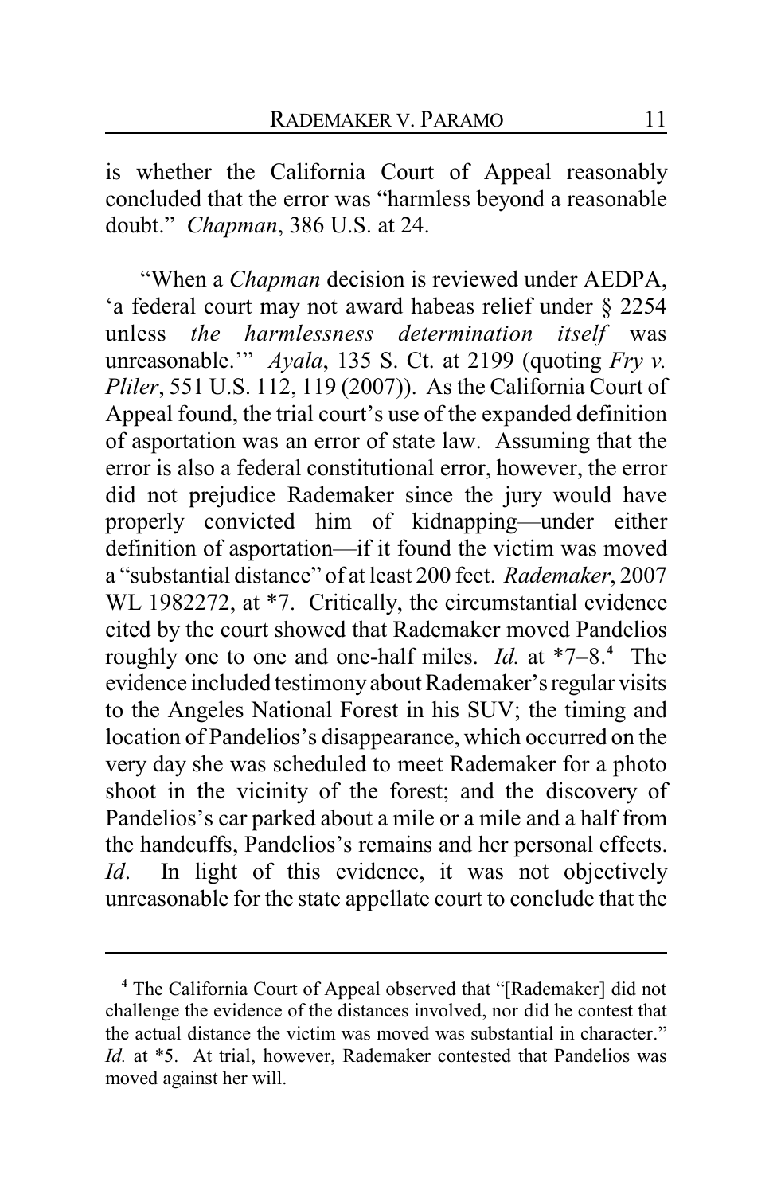is whether the California Court of Appeal reasonably concluded that the error was "harmless beyond a reasonable doubt." *Chapman*, 386 U.S. at 24.

"When a *Chapman* decision is reviewed under AEDPA, 'a federal court may not award habeas relief under § 2254 unless *the harmlessness determination itself* was unreasonable.'" *Ayala*, 135 S. Ct. at 2199 (quoting *Fry v. Pliler*, 551 U.S. 112, 119 (2007)). As the California Court of Appeal found, the trial court's use of the expanded definition of asportation was an error of state law. Assuming that the error is also a federal constitutional error, however, the error did not prejudice Rademaker since the jury would have properly convicted him of kidnapping—under either definition of asportation—if it found the victim was moved a "substantial distance" of at least 200 feet. *Rademaker*, 2007 WL 1982272, at *7. Critically, the circumstantial evidence cited by the court showed that Rademaker moved Pandelios roughly one to one and one-half miles. *Id.* at *7–8.[4] The evidence included testimony about Rademaker's regular visits to the Angeles National Forest in his SUV; the timing and location of Pandelios's disappearance, which occurred on the very day she was scheduled to meet Rademaker for a photo shoot in the vicinity of the forest; and the discovery of Pandelios's car parked about a mile or a mile and a half from the handcuffs, Pandelios's remains and her personal effects. *Id*. In light of this evidence, it was not objectively unreasonable for the state appellate court to conclude that the

[4] The California Court of Appeal observed that "[Rademaker] did not challenge the evidence of the distances involved, nor did he contest that the actual distance the victim was moved was substantial in character." *Id.* at *5. At trial, however, Rademaker contested that Pandelios was moved against her will.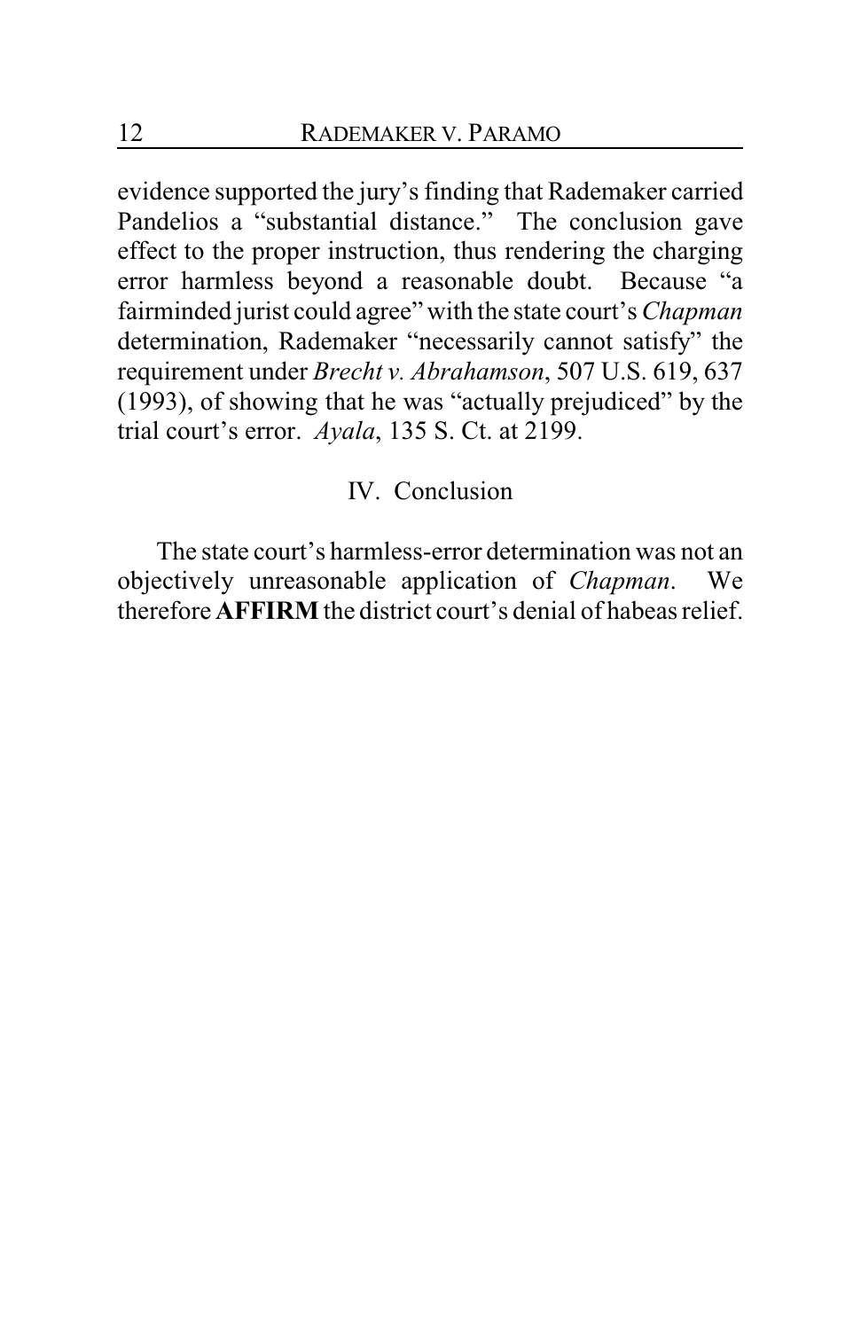evidence supported the jury's finding that Rademaker carried Pandelios a "substantial distance." The conclusion gave effect to the proper instruction, thus rendering the charging error harmless beyond a reasonable doubt. Because "a fairminded jurist could agree" with the state court's *Chapman* determination, Rademaker "necessarily cannot satisfy" the requirement under *Brecht v. Abrahamson*, 507 U.S. 619, 637 (1993), of showing that he was "actually prejudiced" by the trial court's error. *Ayala*, 135 S. Ct. at 2199.

## IV. Conclusion

The state court's harmless-error determination was not an objectively unreasonable application of *Chapman*. We therefore **AFFIRM** the district court's denial of habeas relief.